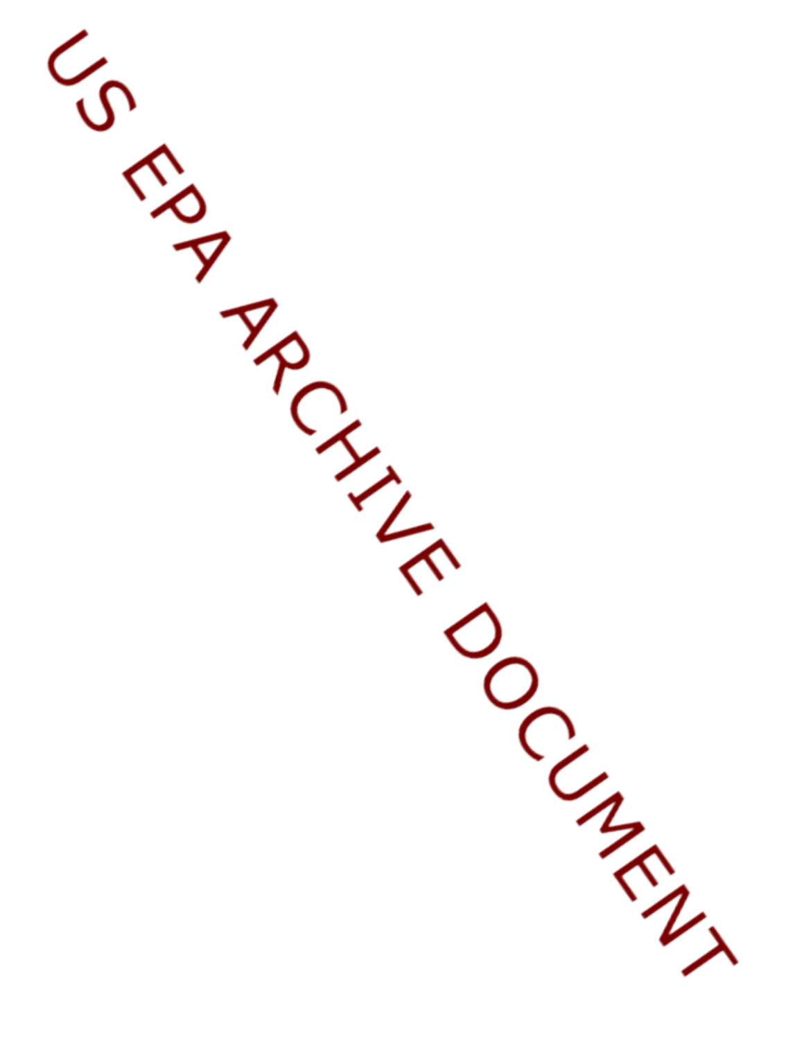US EPA ARCHIVE DOCUMENT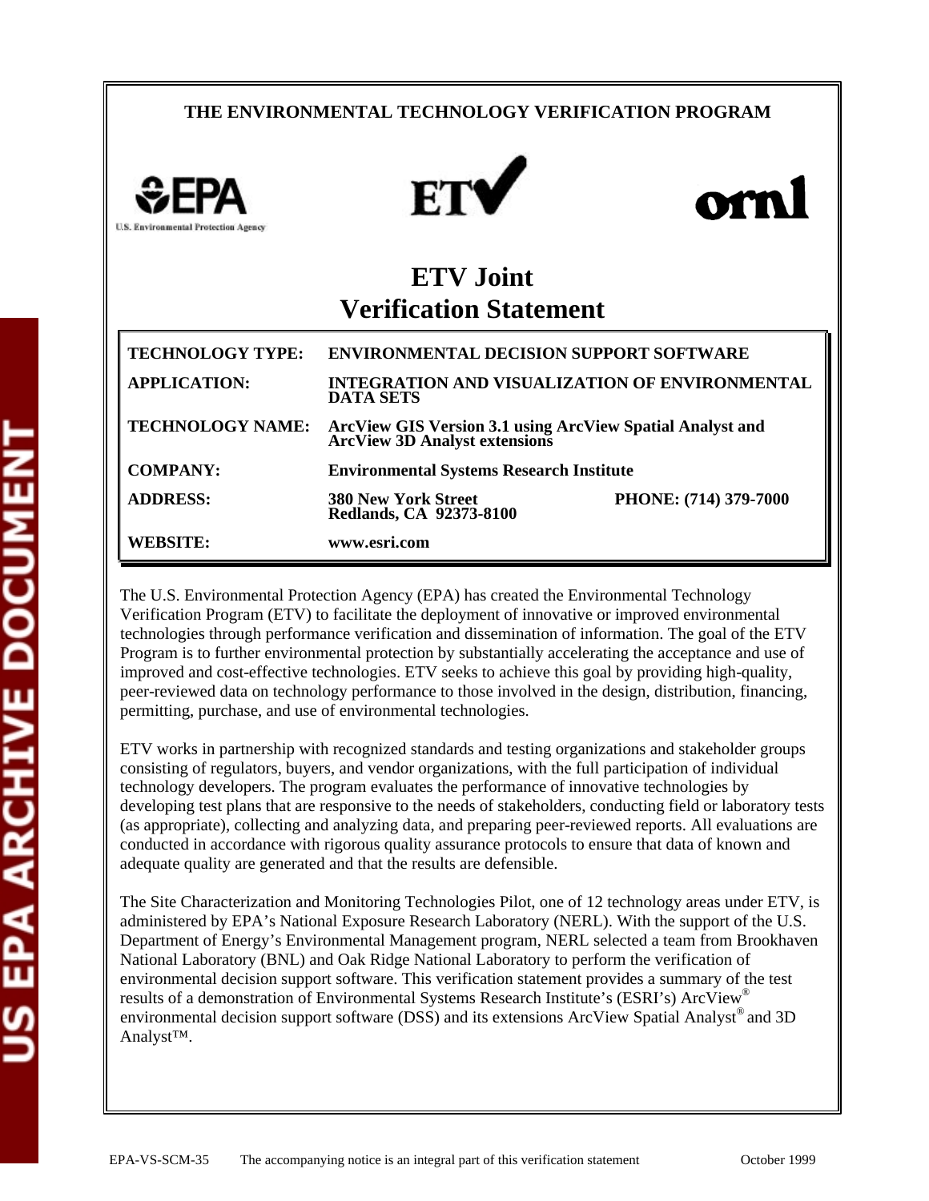THE ENVIRONMENTAL TECHNOLOGY VERIFICATION PROGRAM

# ETV Joint Verification Statement

| | |
|---|---|
| **TECHNOLOGY TYPE:** | **ENVIRONMENTAL DECISION SUPPORT SOFTWARE** |
| **APPLICATION:** | **INTEGRATION AND VISUALIZATION OF ENVIRONMENTAL DATA SETS** |
| **TECHNOLOGY NAME:** | **ArcView GIS Version 3.1 using ArcView Spatial Analyst and ArcView 3D Analyst extensions** |
| **COMPANY:** | **Environmental Systems Research Institute** |
| **ADDRESS:** | **380 New York Street Redlands, CA 92373-8100** **PHONE: (714) 379-7000** |
| **WEBSITE:** | **www.esri.com** |

The U.S. Environmental Protection Agency (EPA) has created the Environmental Technology Verification Program (ETV) to facilitate the deployment of innovative or improved environmental technologies through performance verification and dissemination of information. The goal of the ETV Program is to further environmental protection by substantially accelerating the acceptance and use of improved and cost-effective technologies. ETV seeks to achieve this goal by providing high-quality, peer-reviewed data on technology performance to those involved in the design, distribution, financing, permitting, purchase, and use of environmental technologies.

ETV works in partnership with recognized standards and testing organizations and stakeholder groups consisting of regulators, buyers, and vendor organizations, with the full participation of individual technology developers. The program evaluates the performance of innovative technologies by developing test plans that are responsive to the needs of stakeholders, conducting field or laboratory tests (as appropriate), collecting and analyzing data, and preparing peer-reviewed reports. All evaluations are conducted in accordance with rigorous quality assurance protocols to ensure that data of known and adequate quality are generated and that the results are defensible.

The Site Characterization and Monitoring Technologies Pilot, one of 12 technology areas under ETV, is administered by EPA's National Exposure Research Laboratory (NERL). With the support of the U.S. Department of Energy's Environmental Management program, NERL selected a team from Brookhaven National Laboratory (BNL) and Oak Ridge National Laboratory to perform the verification of environmental decision support software. This verification statement provides a summary of the test results of a demonstration of Environmental Systems Research Institute's (ESRI's) ArcView® environmental decision support software (DSS) and its extensions ArcView Spatial Analyst® and 3D Analyst™.

EPA-VS-SCM-35 The accompanying notice is an integral part of this verification statement October 1999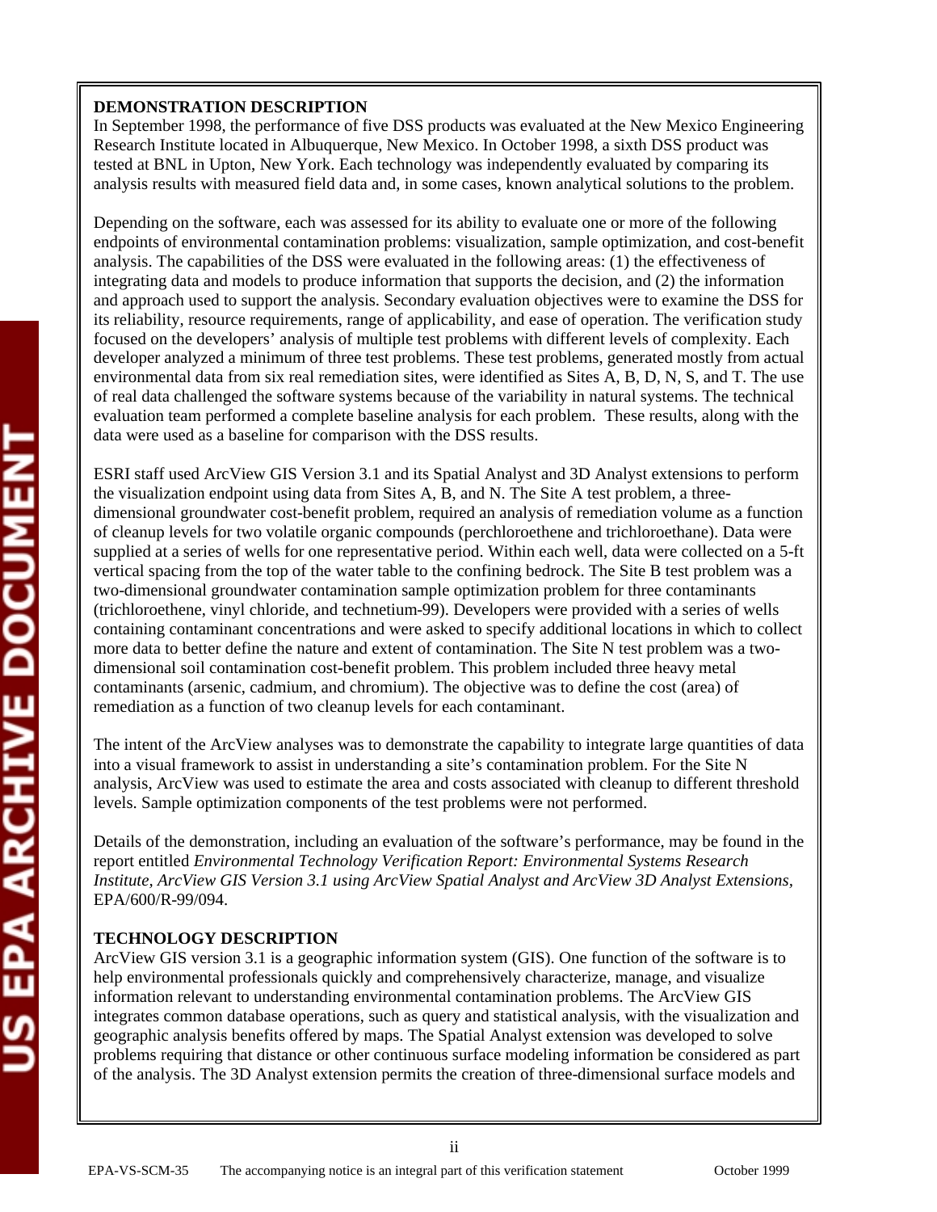**DEMONSTRATION DESCRIPTION**

In September 1998, the performance of five DSS products was evaluated at the New Mexico Engineering Research Institute located in Albuquerque, New Mexico. In October 1998, a sixth DSS product was tested at BNL in Upton, New York. Each technology was independently evaluated by comparing its analysis results with measured field data and, in some cases, known analytical solutions to the problem.

Depending on the software, each was assessed for its ability to evaluate one or more of the following endpoints of environmental contamination problems: visualization, sample optimization, and cost-benefit analysis. The capabilities of the DSS were evaluated in the following areas: (1) the effectiveness of integrating data and models to produce information that supports the decision, and (2) the information and approach used to support the analysis. Secondary evaluation objectives were to examine the DSS for its reliability, resource requirements, range of applicability, and ease of operation. The verification study focused on the developers' analysis of multiple test problems with different levels of complexity. Each developer analyzed a minimum of three test problems. These test problems, generated mostly from actual environmental data from six real remediation sites, were identified as Sites A, B, D, N, S, and T. The use of real data challenged the software systems because of the variability in natural systems. The technical evaluation team performed a complete baseline analysis for each problem. These results, along with the data were used as a baseline for comparison with the DSS results.

ESRI staff used ArcView GIS Version 3.1 and its Spatial Analyst and 3D Analyst extensions to perform the visualization endpoint using data from Sites A, B, and N. The Site A test problem, a three-dimensional groundwater cost-benefit problem, required an analysis of remediation volume as a function of cleanup levels for two volatile organic compounds (perchloroethene and trichloroethane). Data were supplied at a series of wells for one representative period. Within each well, data were collected on a 5-ft vertical spacing from the top of the water table to the confining bedrock. The Site B test problem was a two-dimensional groundwater contamination sample optimization problem for three contaminants (trichloroethene, vinyl chloride, and technetium-99). Developers were provided with a series of wells containing contaminant concentrations and were asked to specify additional locations in which to collect more data to better define the nature and extent of contamination. The Site N test problem was a two-dimensional soil contamination cost-benefit problem. This problem included three heavy metal contaminants (arsenic, cadmium, and chromium). The objective was to define the cost (area) of remediation as a function of two cleanup levels for each contaminant.

The intent of the ArcView analyses was to demonstrate the capability to integrate large quantities of data into a visual framework to assist in understanding a site's contamination problem. For the Site N analysis, ArcView was used to estimate the area and costs associated with cleanup to different threshold levels. Sample optimization components of the test problems were not performed.

Details of the demonstration, including an evaluation of the software's performance, may be found in the report entitled *Environmental Technology Verification Report: Environmental Systems Research Institute, ArcView GIS Version 3.1 using ArcView Spatial Analyst and ArcView 3D Analyst Extensions*, EPA/600/R-99/094.

**TECHNOLOGY DESCRIPTION**

ArcView GIS version 3.1 is a geographic information system (GIS). One function of the software is to help environmental professionals quickly and comprehensively characterize, manage, and visualize information relevant to understanding environmental contamination problems. The ArcView GIS integrates common database operations, such as query and statistical analysis, with the visualization and geographic analysis benefits offered by maps. The Spatial Analyst extension was developed to solve problems requiring that distance or other continuous surface modeling information be considered as part of the analysis. The 3D Analyst extension permits the creation of three-dimensional surface models and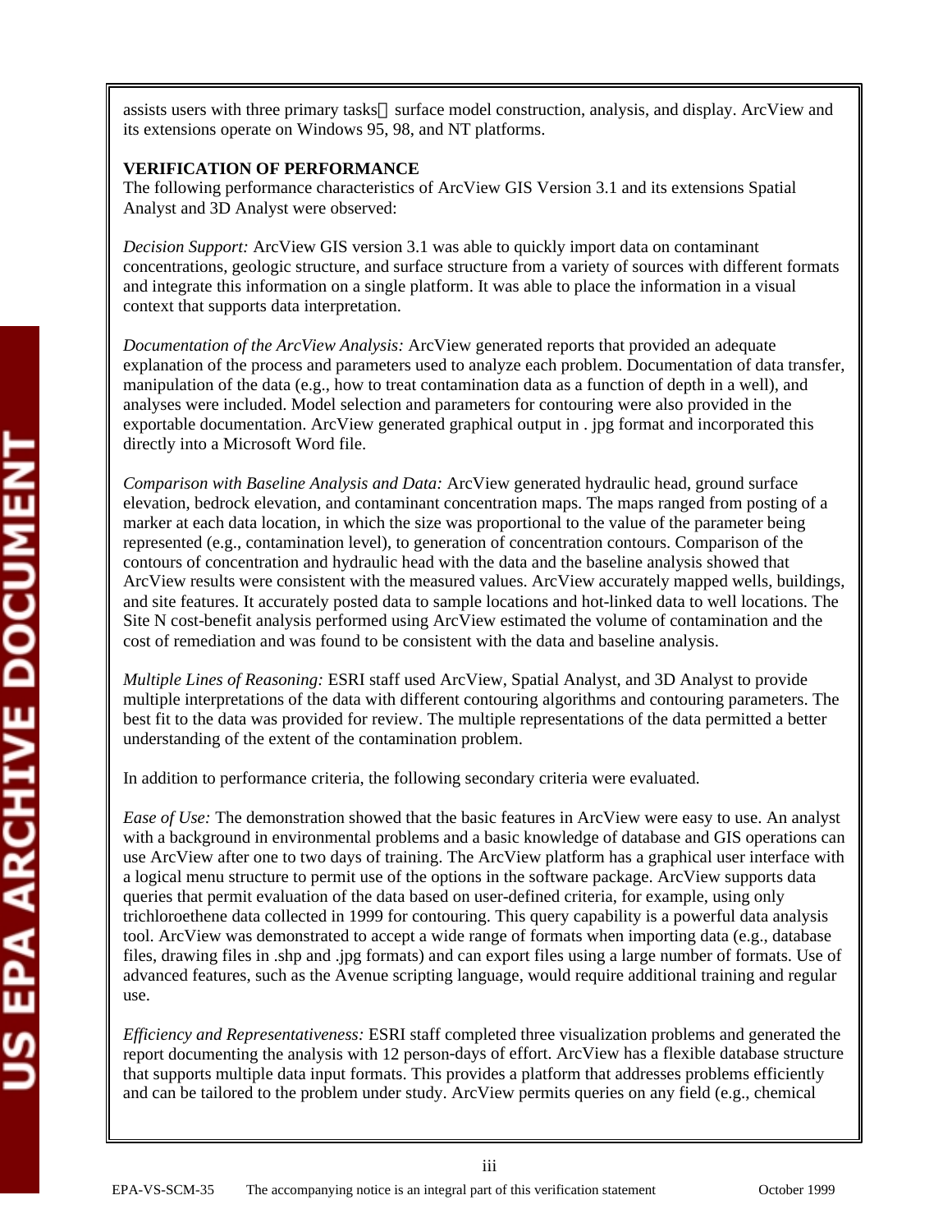assists users with three primary tasks surface model construction, analysis, and display. ArcView and its extensions operate on Windows 95, 98, and NT platforms.

**VERIFICATION OF PERFORMANCE**

The following performance characteristics of ArcView GIS Version 3.1 and its extensions Spatial Analyst and 3D Analyst were observed:

*Decision Support:* ArcView GIS version 3.1 was able to quickly import data on contaminant concentrations, geologic structure, and surface structure from a variety of sources with different formats and integrate this information on a single platform. It was able to place the information in a visual context that supports data interpretation.

*Documentation of the ArcView Analysis:* ArcView generated reports that provided an adequate explanation of the process and parameters used to analyze each problem. Documentation of data transfer, manipulation of the data (e.g., how to treat contamination data as a function of depth in a well), and analyses were included. Model selection and parameters for contouring were also provided in the exportable documentation. ArcView generated graphical output in . jpg format and incorporated this directly into a Microsoft Word file.

*Comparison with Baseline Analysis and Data:* ArcView generated hydraulic head, ground surface elevation, bedrock elevation, and contaminant concentration maps. The maps ranged from posting of a marker at each data location, in which the size was proportional to the value of the parameter being represented (e.g., contamination level), to generation of concentration contours. Comparison of the contours of concentration and hydraulic head with the data and the baseline analysis showed that ArcView results were consistent with the measured values. ArcView accurately mapped wells, buildings, and site features. It accurately posted data to sample locations and hot-linked data to well locations. The Site N cost-benefit analysis performed using ArcView estimated the volume of contamination and the cost of remediation and was found to be consistent with the data and baseline analysis.

*Multiple Lines of Reasoning:* ESRI staff used ArcView, Spatial Analyst, and 3D Analyst to provide multiple interpretations of the data with different contouring algorithms and contouring parameters. The best fit to the data was provided for review. The multiple representations of the data permitted a better understanding of the extent of the contamination problem.

In addition to performance criteria, the following secondary criteria were evaluated.

*Ease of Use:* The demonstration showed that the basic features in ArcView were easy to use. An analyst with a background in environmental problems and a basic knowledge of database and GIS operations can use ArcView after one to two days of training. The ArcView platform has a graphical user interface with a logical menu structure to permit use of the options in the software package. ArcView supports data queries that permit evaluation of the data based on user-defined criteria, for example, using only trichloroethene data collected in 1999 for contouring. This query capability is a powerful data analysis tool. ArcView was demonstrated to accept a wide range of formats when importing data (e.g., database files, drawing files in .shp and .jpg formats) and can export files using a large number of formats. Use of advanced features, such as the Avenue scripting language, would require additional training and regular use.

*Efficiency and Representativeness:* ESRI staff completed three visualization problems and generated the report documenting the analysis with 12 person-days of effort. ArcView has a flexible database structure that supports multiple data input formats. This provides a platform that addresses problems efficiently and can be tailored to the problem under study. ArcView permits queries on any field (e.g., chemical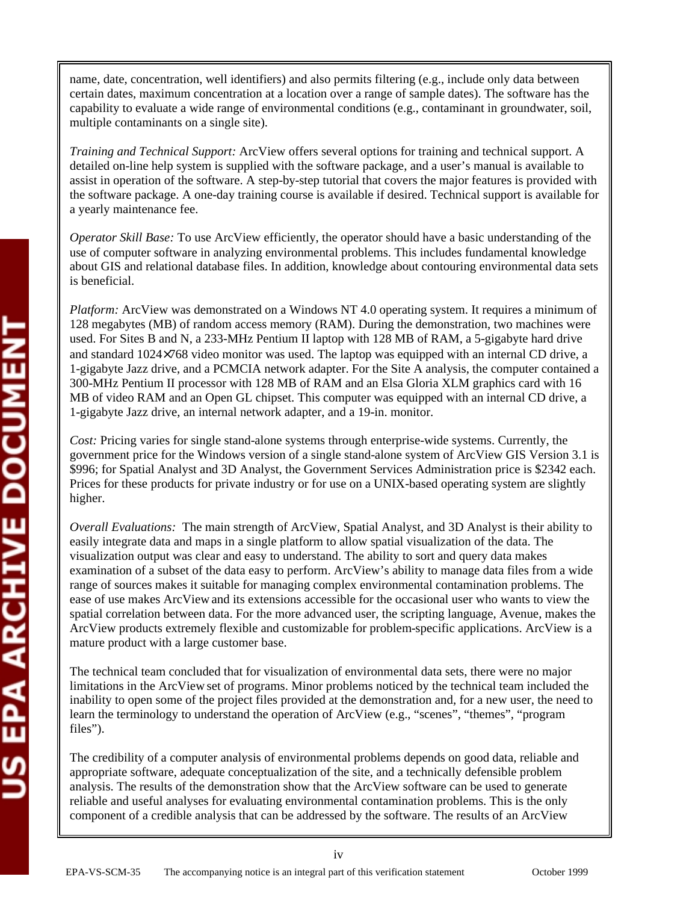name, date, concentration, well identifiers) and also permits filtering (e.g., include only data between certain dates, maximum concentration at a location over a range of sample dates). The software has the capability to evaluate a wide range of environmental conditions (e.g., contaminant in groundwater, soil, multiple contaminants on a single site).

*Training and Technical Support:* ArcView offers several options for training and technical support. A detailed on-line help system is supplied with the software package, and a user's manual is available to assist in operation of the software. A step-by-step tutorial that covers the major features is provided with the software package. A one-day training course is available if desired. Technical support is available for a yearly maintenance fee.

*Operator Skill Base:* To use ArcView efficiently, the operator should have a basic understanding of the use of computer software in analyzing environmental problems. This includes fundamental knowledge about GIS and relational database files. In addition, knowledge about contouring environmental data sets is beneficial.

*Platform:* ArcView was demonstrated on a Windows NT 4.0 operating system. It requires a minimum of 128 megabytes (MB) of random access memory (RAM). During the demonstration, two machines were used. For Sites B and N, a 233-MHz Pentium II laptop with 128 MB of RAM, a 5-gigabyte hard drive and standard 1024×768 video monitor was used. The laptop was equipped with an internal CD drive, a 1-gigabyte Jazz drive, and a PCMCIA network adapter. For the Site A analysis, the computer contained a 300-MHz Pentium II processor with 128 MB of RAM and an Elsa Gloria XLM graphics card with 16 MB of video RAM and an Open GL chipset. This computer was equipped with an internal CD drive, a 1-gigabyte Jazz drive, an internal network adapter, and a 19-in. monitor.

*Cost:* Pricing varies for single stand-alone systems through enterprise-wide systems. Currently, the government price for the Windows version of a single stand-alone system of ArcView GIS Version 3.1 is $996; for Spatial Analyst and 3D Analyst, the Government Services Administration price is $2342 each. Prices for these products for private industry or for use on a UNIX-based operating system are slightly higher.

*Overall Evaluations:* The main strength of ArcView, Spatial Analyst, and 3D Analyst is their ability to easily integrate data and maps in a single platform to allow spatial visualization of the data. The visualization output was clear and easy to understand. The ability to sort and query data makes examination of a subset of the data easy to perform. ArcView's ability to manage data files from a wide range of sources makes it suitable for managing complex environmental contamination problems. The ease of use makes ArcView and its extensions accessible for the occasional user who wants to view the spatial correlation between data. For the more advanced user, the scripting language, Avenue, makes the ArcView products extremely flexible and customizable for problem-specific applications. ArcView is a mature product with a large customer base.

The technical team concluded that for visualization of environmental data sets, there were no major limitations in the ArcView set of programs. Minor problems noticed by the technical team included the inability to open some of the project files provided at the demonstration and, for a new user, the need to learn the terminology to understand the operation of ArcView (e.g., "scenes", "themes", "program files").

The credibility of a computer analysis of environmental problems depends on good data, reliable and appropriate software, adequate conceptualization of the site, and a technically defensible problem analysis. The results of the demonstration show that the ArcView software can be used to generate reliable and useful analyses for evaluating environmental contamination problems. This is the only component of a credible analysis that can be addressed by the software. The results of an ArcView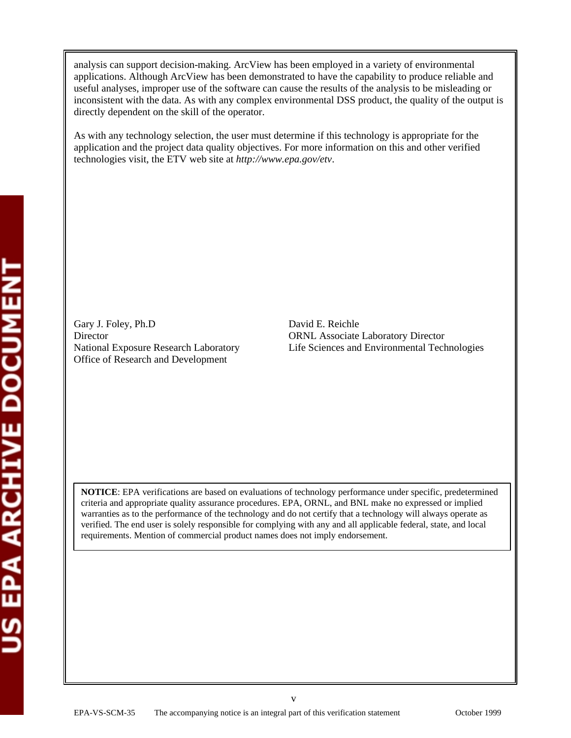analysis can support decision-making. ArcView has been employed in a variety of environmental applications. Although ArcView has been demonstrated to have the capability to produce reliable and useful analyses, improper use of the software can cause the results of the analysis to be misleading or inconsistent with the data. As with any complex environmental DSS product, the quality of the output is directly dependent on the skill of the operator.

As with any technology selection, the user must determine if this technology is appropriate for the application and the project data quality objectives. For more information on this and other verified technologies visit, the ETV web site at *http://www.epa.gov/etv*.

Gary J. Foley, Ph.D
Director
National Exposure Research Laboratory
Office of Research and Development

David E. Reichle
ORNL Associate Laboratory Director
Life Sciences and Environmental Technologies

**NOTICE**: EPA verifications are based on evaluations of technology performance under specific, predetermined criteria and appropriate quality assurance procedures. EPA, ORNL, and BNL make no expressed or implied warranties as to the performance of the technology and do not certify that a technology will always operate as verified. The end user is solely responsible for complying with any and all applicable federal, state, and local requirements. Mention of commercial product names does not imply endorsement.